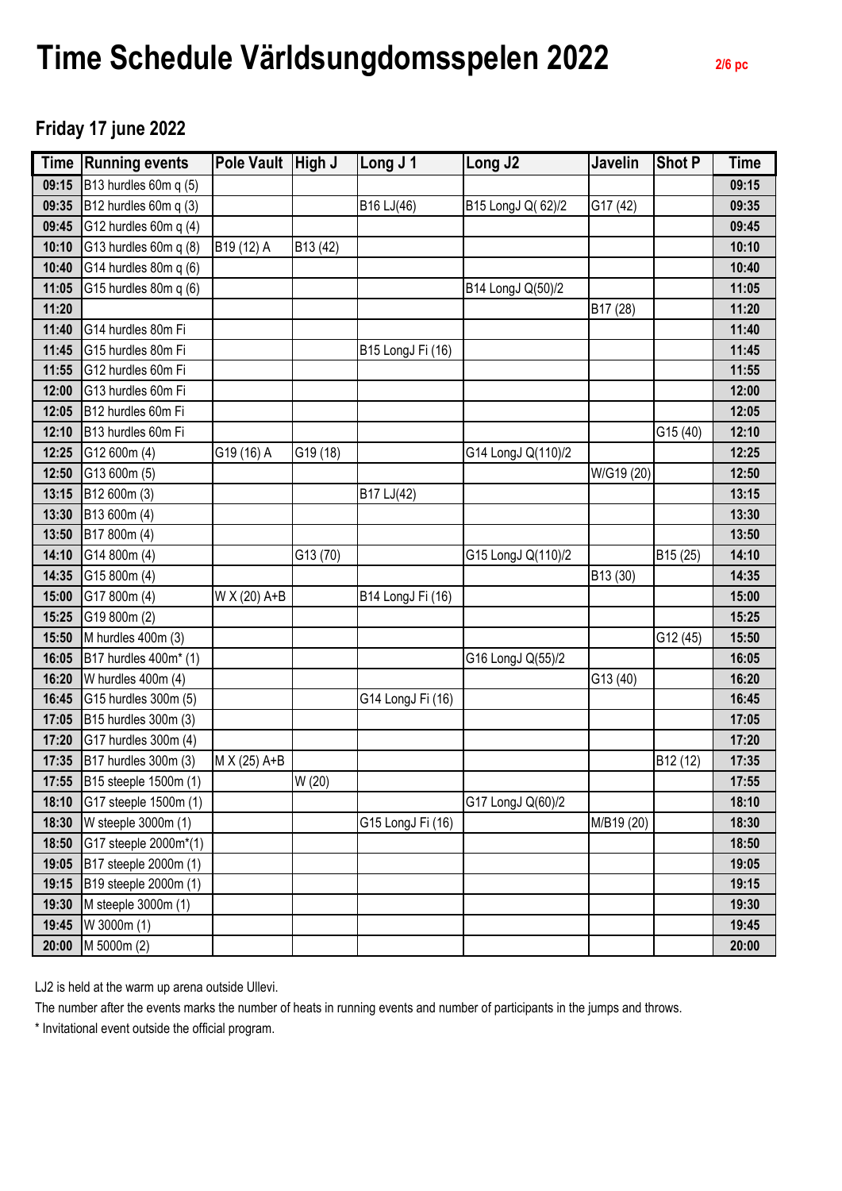# Time Schedule Världsungdomsspelen 2022

2/6 pc

## Friday 17 june 2022

| Time | Running events | Pole Vault | High J | Long J 1 | Long J2 | Javelin | Shot P | Time |
|---|---|---|---|---|---|---|---|---|
| 09:15 | B13 hurdles 60m q (5) | | | | | | | 09:15 |
| 09:35 | B12 hurdles 60m q (3) | | | B16 LJ(46) | B15 LongJ Q( 62)/2 | G17 (42) | | 09:35 |
| 09:45 | G12 hurdles 60m q (4) | | | | | | | 09:45 |
| 10:10 | G13 hurdles 60m q (8) | B19 (12) A | B13 (42) | | | | | 10:10 |
| 10:40 | G14 hurdles 80m q (6) | | | | | | | 10:40 |
| 11:05 | G15 hurdles 80m q (6) | | | | B14 LongJ Q(50)/2 | | | 11:05 |
| 11:20 | | | | | | B17 (28) | | 11:20 |
| 11:40 | G14 hurdles 80m Fi | | | | | | | 11:40 |
| 11:45 | G15 hurdles 80m Fi | | | B15 LongJ Fi (16) | | | | 11:45 |
| 11:55 | G12 hurdles 60m Fi | | | | | | | 11:55 |
| 12:00 | G13 hurdles 60m Fi | | | | | | | 12:00 |
| 12:05 | B12 hurdles 60m Fi | | | | | | | 12:05 |
| 12:10 | B13 hurdles 60m Fi | | | | | | G15 (40) | 12:10 |
| 12:25 | G12 600m (4) | G19 (16) A | G19 (18) | | G14 LongJ Q(110)/2 | | | 12:25 |
| 12:50 | G13 600m (5) | | | | | W/G19 (20) | | 12:50 |
| 13:15 | B12 600m (3) | | | B17 LJ(42) | | | | 13:15 |
| 13:30 | B13 600m (4) | | | | | | | 13:30 |
| 13:50 | B17 800m (4) | | | | | | | 13:50 |
| 14:10 | G14 800m (4) | | G13 (70) | | G15 LongJ Q(110)/2 | | B15 (25) | 14:10 |
| 14:35 | G15 800m (4) | | | | | B13 (30) | | 14:35 |
| 15:00 | G17 800m (4) | W X (20) A+B | | B14 LongJ Fi (16) | | | | 15:00 |
| 15:25 | G19 800m (2) | | | | | | | 15:25 |
| 15:50 | M hurdles 400m (3) | | | | | | G12 (45) | 15:50 |
| 16:05 | B17 hurdles 400m* (1) | | | | G16 LongJ Q(55)/2 | | | 16:05 |
| 16:20 | W hurdles 400m (4) | | | | | G13 (40) | | 16:20 |
| 16:45 | G15 hurdles 300m (5) | | | G14 LongJ Fi (16) | | | | 16:45 |
| 17:05 | B15 hurdles 300m (3) | | | | | | | 17:05 |
| 17:20 | G17 hurdles 300m (4) | | | | | | | 17:20 |
| 17:35 | B17 hurdles 300m (3) | M X (25) A+B | | | | | B12 (12) | 17:35 |
| 17:55 | B15 steeple 1500m (1) | | W (20) | | | | | 17:55 |
| 18:10 | G17 steeple 1500m (1) | | | | G17 LongJ Q(60)/2 | | | 18:10 |
| 18:30 | W steeple 3000m (1) | | | G15 LongJ Fi (16) | | M/B19 (20) | | 18:30 |
| 18:50 | G17 steeple 2000m*(1) | | | | | | | 18:50 |
| 19:05 | B17 steeple 2000m (1) | | | | | | | 19:05 |
| 19:15 | B19 steeple 2000m (1) | | | | | | | 19:15 |
| 19:30 | M steeple 3000m (1) | | | | | | | 19:30 |
| 19:45 | W 3000m (1) | | | | | | | 19:45 |
| 20:00 | M 5000m (2) | | | | | | | 20:00 |

LJ2 is held at the warm up arena outside Ullevi.

The number after the events marks the number of heats in running events and number of participants in the jumps and throws.

* Invitational event outside the official program.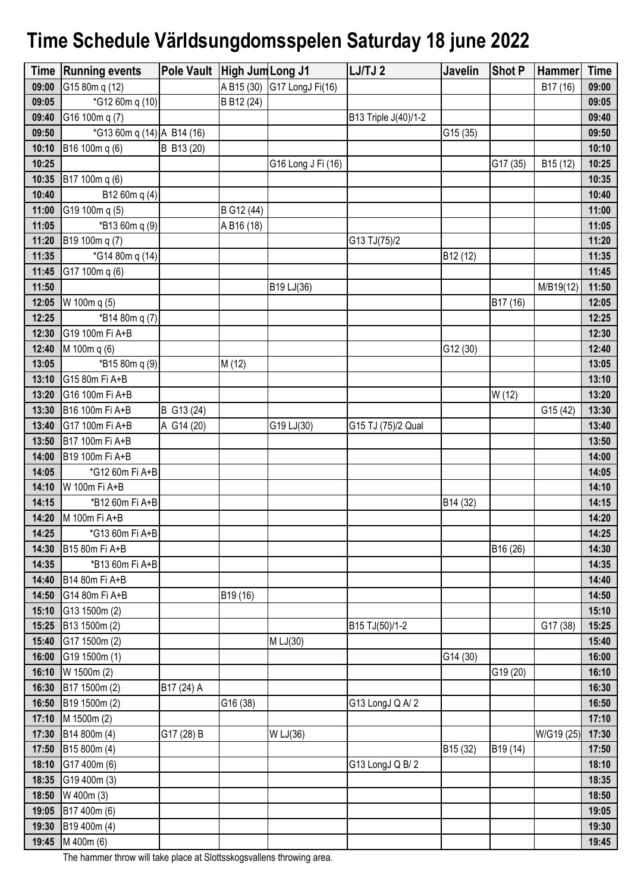# Time Schedule Världsungdomsspelen Saturday 18 june 2022

| Time | Running events | Pole Vault | High Jum | Long J1 | LJ/TJ 2 | Javelin | Shot P | Hammer | Time |
|---|---|---|---|---|---|---|---|---|---|
| 09:00 | G15 80m q (12) | | A B15 (30) | G17 LongJ Fi(16) | | | | B17 (16) | 09:00 |
| 09:05 | *G12 60m q (10) | | B B12 (24) | | | | | | 09:05 |
| 09:40 | G16 100m q (7) | | | | B13 Triple J(40)/1-2 | | | | 09:40 |
| 09:50 | *G13 60m q (14) | A B14 (16) | | | | G15 (35) | | | 09:50 |
| 10:10 | B16 100m q (6) | B B13 (20) | | | | | | | 10:10 |
| 10:25 | | | | G16 Long J Fi (16) | | | G17 (35) | B15 (12) | 10:25 |
| 10:35 | B17 100m q (6) | | | | | | | | 10:35 |
| 10:40 | B12 60m q (4) | | | | | | | | 10:40 |
| 11:00 | G19 100m q (5) | | B G12 (44) | | | | | | 11:00 |
| 11:05 | *B13 60m q (9) | | A B16 (18) | | | | | | 11:05 |
| 11:20 | B19 100m q (7) | | | | G13 TJ(75)/2 | | | | 11:20 |
| 11:35 | *G14 80m q (14) | | | | | B12 (12) | | | 11:35 |
| 11:45 | G17 100m q (6) | | | | | | | | 11:45 |
| 11:50 | | | | B19 LJ(36) | | | | M/B19(12) | 11:50 |
| 12:05 | W 100m q (5) | | | | | | B17 (16) | | 12:05 |
| 12:25 | *B14 80m q (7) | | | | | | | | 12:25 |
| 12:30 | G19 100m Fi A+B | | | | | | | | 12:30 |
| 12:40 | M 100m q (6) | | | | | G12 (30) | | | 12:40 |
| 13:05 | *B15 80m q (9) | | M (12) | | | | | | 13:05 |
| 13:10 | G15 80m Fi A+B | | | | | | | | 13:10 |
| 13:20 | G16 100m Fi A+B | | | | | | W (12) | | 13:20 |
| 13:30 | B16 100m Fi A+B | B G13 (24) | | | | | | G15 (42) | 13:30 |
| 13:40 | G17 100m Fi A+B | A G14 (20) | | G19 LJ(30) | G15 TJ (75)/2 Qual | | | | 13:40 |
| 13:50 | B17 100m Fi A+B | | | | | | | | 13:50 |
| 14:00 | B19 100m Fi A+B | | | | | | | | 14:00 |
| 14:05 | *G12 60m Fi A+B | | | | | | | | 14:05 |
| 14:10 | W 100m Fi A+B | | | | | | | | 14:10 |
| 14:15 | *B12 60m Fi A+B | | | | | B14 (32) | | | 14:15 |
| 14:20 | M 100m Fi A+B | | | | | | | | 14:20 |
| 14:25 | *G13 60m Fi A+B | | | | | | | | 14:25 |
| 14:30 | B15 80m Fi A+B | | | | | | B16 (26) | | 14:30 |
| 14:35 | *B13 60m Fi A+B | | | | | | | | 14:35 |
| 14:40 | B14 80m Fi A+B | | | | | | | | 14:40 |
| 14:50 | G14 80m Fi A+B | | B19 (16) | | | | | | 14:50 |
| 15:10 | G13 1500m (2) | | | | | | | | 15:10 |
| 15:25 | B13 1500m (2) | | | | B15 TJ(50)/1-2 | | | G17 (38) | 15:25 |
| 15:40 | G17 1500m (2) | | | M LJ(30) | | | | | 15:40 |
| 16:00 | G19 1500m (1) | | | | | G14 (30) | | | 16:00 |
| 16:10 | W 1500m (2) | | | | | | G19 (20) | | 16:10 |
| 16:30 | B17 1500m (2) | B17 (24) A | | | | | | | 16:30 |
| 16:50 | B19 1500m (2) | | G16 (38) | | G13 LongJ Q A/ 2 | | | | 16:50 |
| 17:10 | M 1500m (2) | | | | | | | | 17:10 |
| 17:30 | B14 800m (4) | G17 (28) B | | W LJ(36) | | | | W/G19 (25) | 17:30 |
| 17:50 | B15 800m (4) | | | | | B15 (32) | B19 (14) | | 17:50 |
| 18:10 | G17 400m (6) | | | | G13 LongJ Q B/ 2 | | | | 18:10 |
| 18:35 | G19 400m (3) | | | | | | | | 18:35 |
| 18:50 | W 400m (3) | | | | | | | | 18:50 |
| 19:05 | B17 400m (6) | | | | | | | | 19:05 |
| 19:30 | B19 400m (4) | | | | | | | | 19:30 |
| 19:45 | M 400m (6) | | | | | | | | 19:45 |

The hammer throw will take place at Slottsskogsvallens throwing area.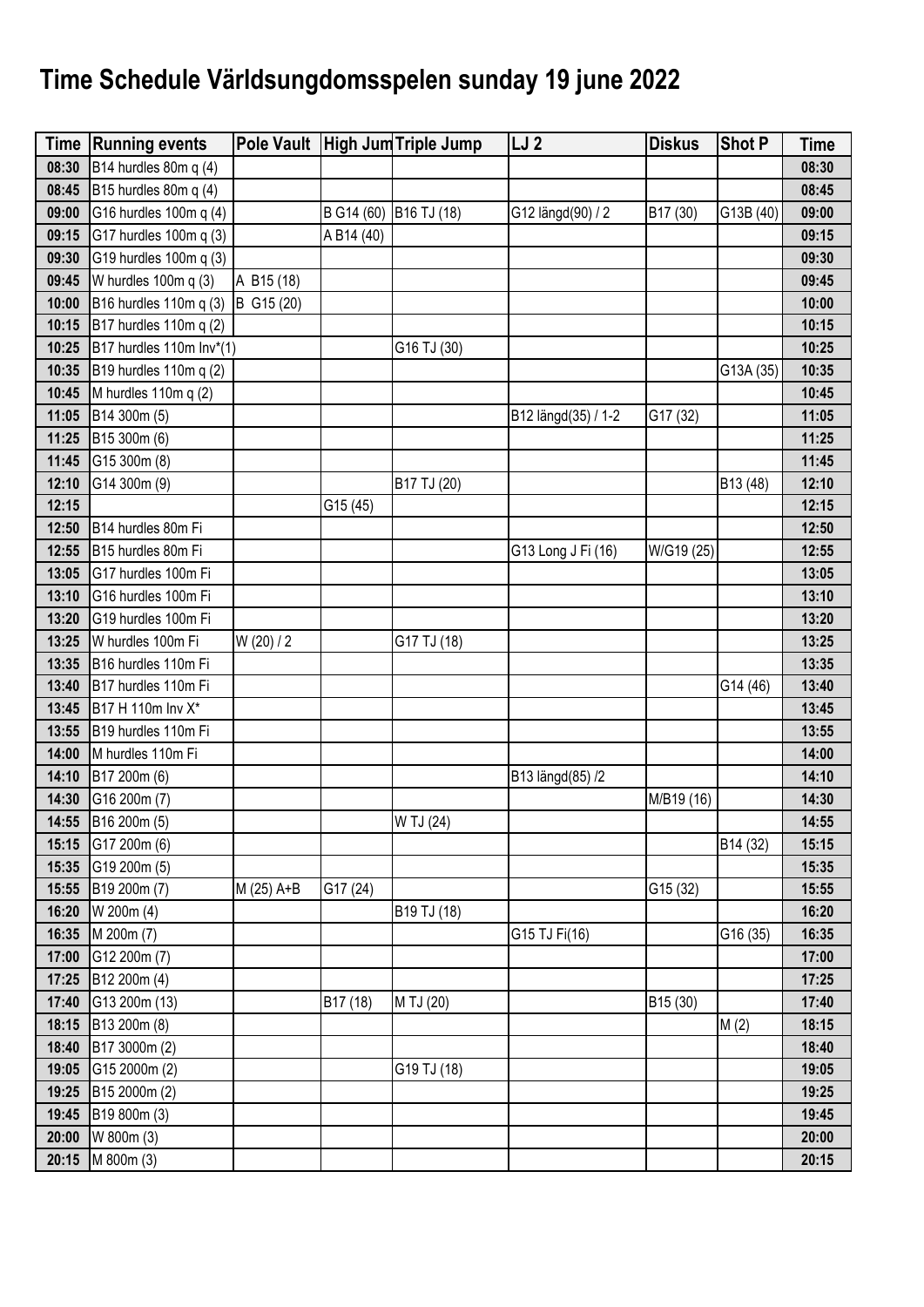# Time Schedule Världsungdomsspelen sunday 19 june 2022

| Time | Running events | Pole Vault | High Jum | Triple Jump | LJ 2 | Diskus | Shot P | Time |
|---|---|---|---|---|---|---|---|---|
| 08:30 | B14 hurdles 80m q (4) | | | | | | | 08:30 |
| 08:45 | B15 hurdles 80m q (4) | | | | | | | 08:45 |
| 09:00 | G16 hurdles 100m q (4) | | B G14 (60) | B16 TJ (18) | G12 längd(90) / 2 | B17 (30) | G13B (40) | 09:00 |
| 09:15 | G17 hurdles 100m q (3) | | A B14 (40) | | | | | 09:15 |
| 09:30 | G19 hurdles 100m q (3) | | | | | | | 09:30 |
| 09:45 | W hurdles 100m q (3) | A B15 (18) | | | | | | 09:45 |
| 10:00 | B16 hurdles 110m q (3) | B G15 (20) | | | | | | 10:00 |
| 10:15 | B17 hurdles 110m q (2) | | | | | | | 10:15 |
| 10:25 | B17 hurdles 110m Inv*(1) | | | G16 TJ (30) | | | | 10:25 |
| 10:35 | B19 hurdles 110m q (2) | | | | | | G13A (35) | 10:35 |
| 10:45 | M hurdles 110m q (2) | | | | | | | 10:45 |
| 11:05 | B14 300m (5) | | | | B12 längd(35) / 1-2 | G17 (32) | | 11:05 |
| 11:25 | B15 300m (6) | | | | | | | 11:25 |
| 11:45 | G15 300m (8) | | | | | | | 11:45 |
| 12:10 | G14 300m (9) | | | B17 TJ (20) | | | B13 (48) | 12:10 |
| 12:15 | | | G15 (45) | | | | | 12:15 |
| 12:50 | B14 hurdles 80m Fi | | | | | | | 12:50 |
| 12:55 | B15 hurdles 80m Fi | | | | G13 Long J Fi (16) | W/G19 (25) | | 12:55 |
| 13:05 | G17 hurdles 100m Fi | | | | | | | 13:05 |
| 13:10 | G16 hurdles 100m Fi | | | | | | | 13:10 |
| 13:20 | G19 hurdles 100m Fi | | | | | | | 13:20 |
| 13:25 | W hurdles 100m Fi | W (20) / 2 | | G17 TJ (18) | | | | 13:25 |
| 13:35 | B16 hurdles 110m Fi | | | | | | | 13:35 |
| 13:40 | B17 hurdles 110m Fi | | | | | | G14 (46) | 13:40 |
| 13:45 | B17 H 110m Inv X* | | | | | | | 13:45 |
| 13:55 | B19 hurdles 110m Fi | | | | | | | 13:55 |
| 14:00 | M hurdles 110m Fi | | | | | | | 14:00 |
| 14:10 | B17 200m (6) | | | | B13 längd(85) /2 | | | 14:10 |
| 14:30 | G16 200m (7) | | | | | M/B19 (16) | | 14:30 |
| 14:55 | B16 200m (5) | | | W TJ (24) | | | | 14:55 |
| 15:15 | G17 200m (6) | | | | | | B14 (32) | 15:15 |
| 15:35 | G19 200m (5) | | | | | | | 15:35 |
| 15:55 | B19 200m (7) | M (25) A+B | G17 (24) | | | G15 (32) | | 15:55 |
| 16:20 | W 200m (4) | | | B19 TJ (18) | | | | 16:20 |
| 16:35 | M 200m (7) | | | | G15 TJ Fi(16) | | G16 (35) | 16:35 |
| 17:00 | G12 200m (7) | | | | | | | 17:00 |
| 17:25 | B12 200m (4) | | | | | | | 17:25 |
| 17:40 | G13 200m (13) | | B17 (18) | M TJ (20) | | B15 (30) | | 17:40 |
| 18:15 | B13 200m (8) | | | | | | M (2) | 18:15 |
| 18:40 | B17 3000m (2) | | | | | | | 18:40 |
| 19:05 | G15 2000m (2) | | | G19 TJ (18) | | | | 19:05 |
| 19:25 | B15 2000m (2) | | | | | | | 19:25 |
| 19:45 | B19 800m (3) | | | | | | | 19:45 |
| 20:00 | W 800m (3) | | | | | | | 20:00 |
| 20:15 | M 800m (3) | | | | | | | 20:15 |